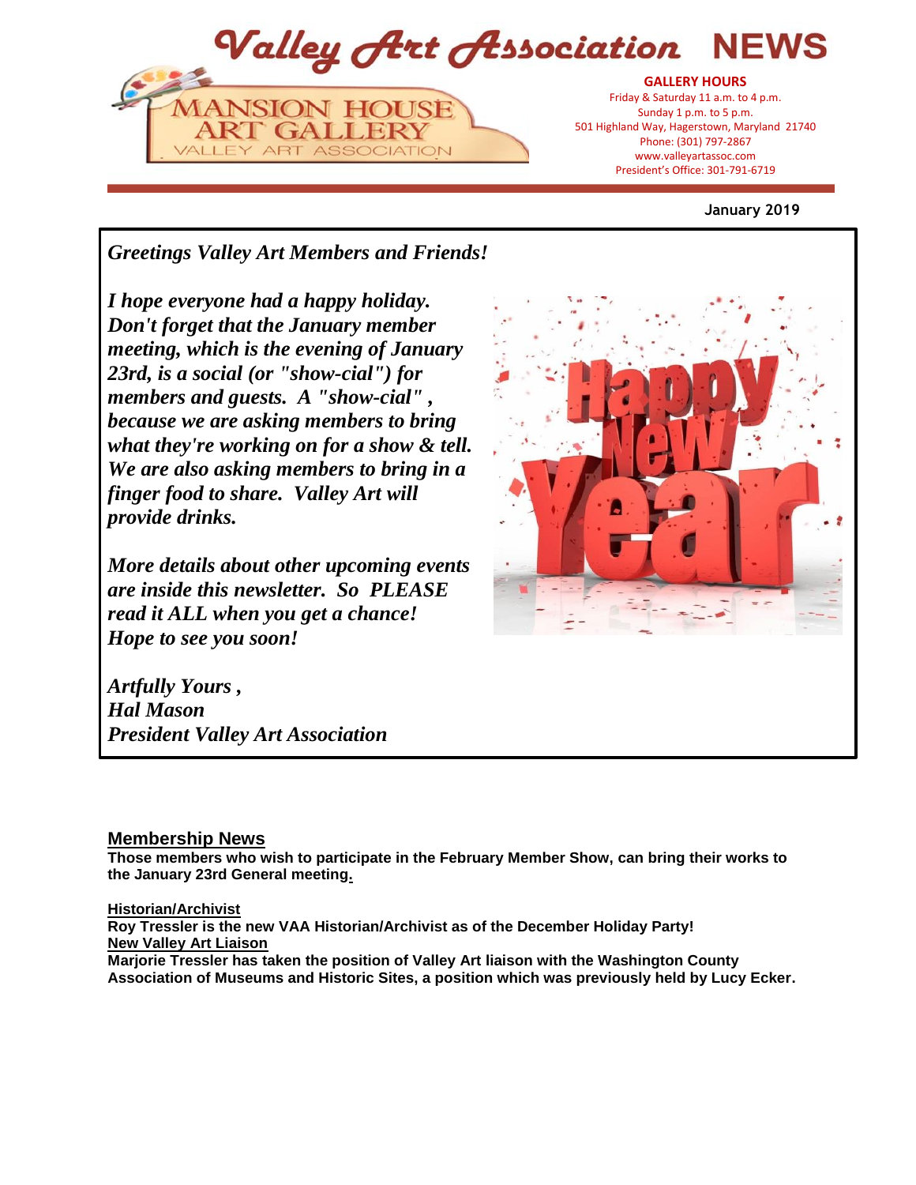# Valley Art Association NEWS

MANSION HOUSE ART GALLERY
VALLEY ART ASSOCIATION

**GALLERY HOURS**
Friday & Saturday 11 a.m. to 4 p.m.
Sunday 1 p.m. to 5 p.m.
501 Highland Way, Hagerstown, Maryland 21740
Phone: (301) 797-2867
www.valleyartassoc.com
President's Office: 301-791-6719

**January 2019**

***Greetings Valley Art Members and Friends!***

***I hope everyone had a happy holiday. Don't forget that the January member meeting, which is the evening of January 23rd, is a social (or "show-cial") for members and guests. A "show-cial" , because we are asking members to bring what they're working on for a show & tell. We are also asking members to bring in a finger food to share. Valley Art will provide drinks.***

***More details about other upcoming events are inside this newsletter. So PLEASE read it ALL when you get a chance! Hope to see you soon!***

***Artfully Yours ,***
***Hal Mason***
***President Valley Art Association***

## Membership News

**Those members who wish to participate in the February Member Show, can bring their works to the January 23rd General meeting.**

**Historian/Archivist**
**Roy Tressler is the new VAA Historian/Archivist as of the December Holiday Party!**

**New Valley Art Liaison**
**Marjorie Tressler has taken the position of Valley Art liaison with the Washington County Association of Museums and Historic Sites, a position which was previously held by Lucy Ecker.**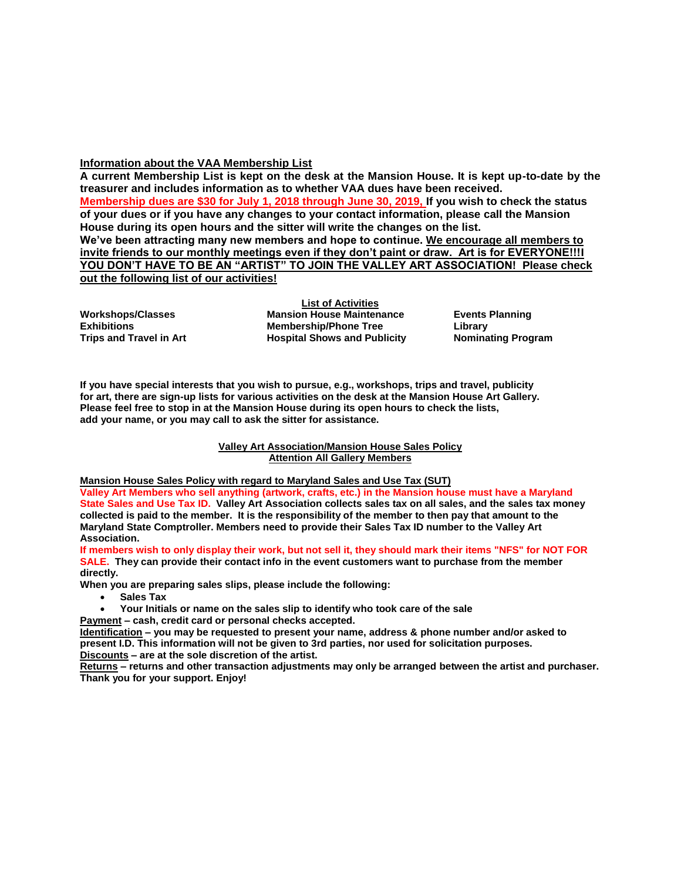## Information about the VAA Membership List

**A current Membership List is kept on the desk at the Mansion House. It is kept up-to-date by the treasurer and includes information as to whether VAA dues have been received.**

**Membership dues are $30 for July 1, 2018 through June 30, 2019, If you wish to check the status of your dues or if you have any changes to your contact information, please call the Mansion House during its open hours and the sitter will write the changes on the list.**

**We've been attracting many new members and hope to continue. We encourage all members to invite friends to our monthly meetings even if they don't paint or draw. Art is for EVERYONE!!!I YOU DON'T HAVE TO BE AN "ARTIST" TO JOIN THE VALLEY ART ASSOCIATION! Please check out the following list of our activities!**

### List of Activities

| | | |
|---|---|---|
| **Workshops/Classes** | **Mansion House Maintenance** | **Events Planning** |
| **Exhibitions** | **Membership/Phone Tree** | **Library** |
| **Trips and Travel in Art** | **Hospital Shows and Publicity** | **Nominating Program** |

**If you have special interests that you wish to pursue, e.g., workshops, trips and travel, publicity for art, there are sign-up lists for various activities on the desk at the Mansion House Art Gallery. Please feel free to stop in at the Mansion House during its open hours to check the lists, add your name, or you may call to ask the sitter for assistance.**

## Valley Art Association/Mansion House Sales Policy

### Attention All Gallery Members

**Mansion House Sales Policy with regard to Maryland Sales and Use Tax (SUT)**

**Valley Art Members who sell anything (artwork, crafts, etc.) in the Mansion house must have a Maryland State Sales and Use Tax ID. Valley Art Association collects sales tax on all sales, and the sales tax money collected is paid to the member. It is the responsibility of the member to then pay that amount to the Maryland State Comptroller. Members need to provide their Sales Tax ID number to the Valley Art Association.**

**If members wish to only display their work, but not sell it, they should mark their items "NFS" for NOT FOR SALE. They can provide their contact info in the event customers want to purchase from the member directly.**

**When you are preparing sales slips, please include the following:**

- **Sales Tax**
- **Your Initials or name on the sales slip to identify who took care of the sale**

**Payment – cash, credit card or personal checks accepted.**

**Identification – you may be requested to present your name, address & phone number and/or asked to present I.D. This information will not be given to 3rd parties, nor used for solicitation purposes.**

**Discounts – are at the sole discretion of the artist.**

**Returns – returns and other transaction adjustments may only be arranged between the artist and purchaser.**

**Thank you for your support. Enjoy!**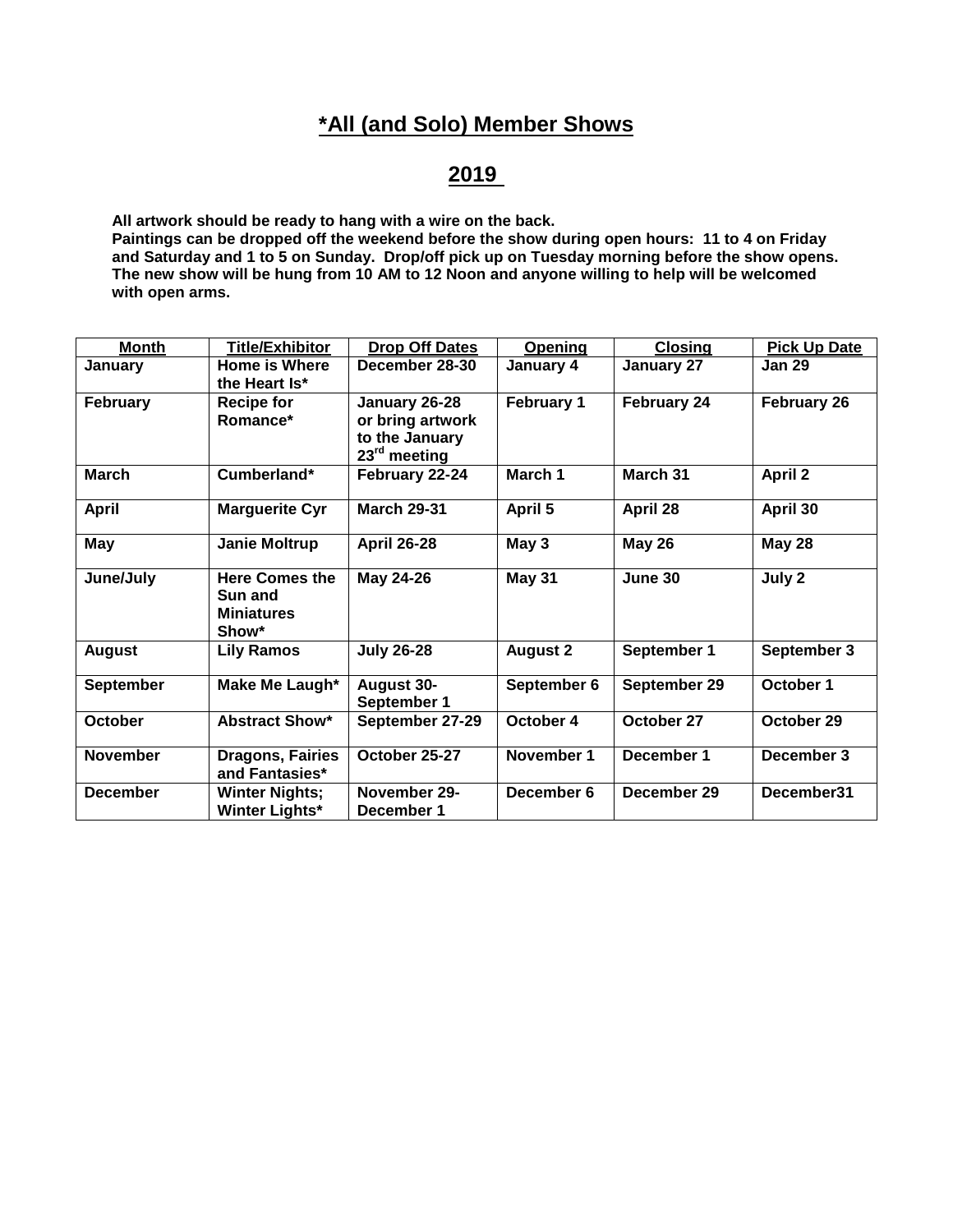# *All (and Solo) Member Shows

## 2019

**All artwork should be ready to hang with a wire on the back.**
**Paintings can be dropped off the weekend before the show during open hours: 11 to 4 on Friday and Saturday and 1 to 5 on Sunday. Drop/off pick up on Tuesday morning before the show opens. The new show will be hung from 10 AM to 12 Noon and anyone willing to help will be welcomed with open arms.**

| Month | Title/Exhibitor | Drop Off Dates | Opening | Closing | Pick Up Date |
|---|---|---|---|---|---|
| January | Home is Where the Heart Is* | December 28-30 | January 4 | January 27 | Jan 29 |
| February | Recipe for Romance* | January 26-28 or bring artwork to the January 23rd meeting | February 1 | February 24 | February 26 |
| March | Cumberland* | February 22-24 | March 1 | March 31 | April 2 |
| April | Marguerite Cyr | March 29-31 | April 5 | April 28 | April 30 |
| May | Janie Moltrup | April 26-28 | May 3 | May 26 | May 28 |
| June/July | Here Comes the Sun and Miniatures Show* | May 24-26 | May 31 | June 30 | July 2 |
| August | Lily Ramos | July 26-28 | August 2 | September 1 | September 3 |
| September | Make Me Laugh* | August 30-September 1 | September 6 | September 29 | October 1 |
| October | Abstract Show* | September 27-29 | October 4 | October 27 | October 29 |
| November | Dragons, Fairies and Fantasies* | October 25-27 | November 1 | December 1 | December 3 |
| December | Winter Nights; Winter Lights* | November 29-December 1 | December 6 | December 29 | December31 |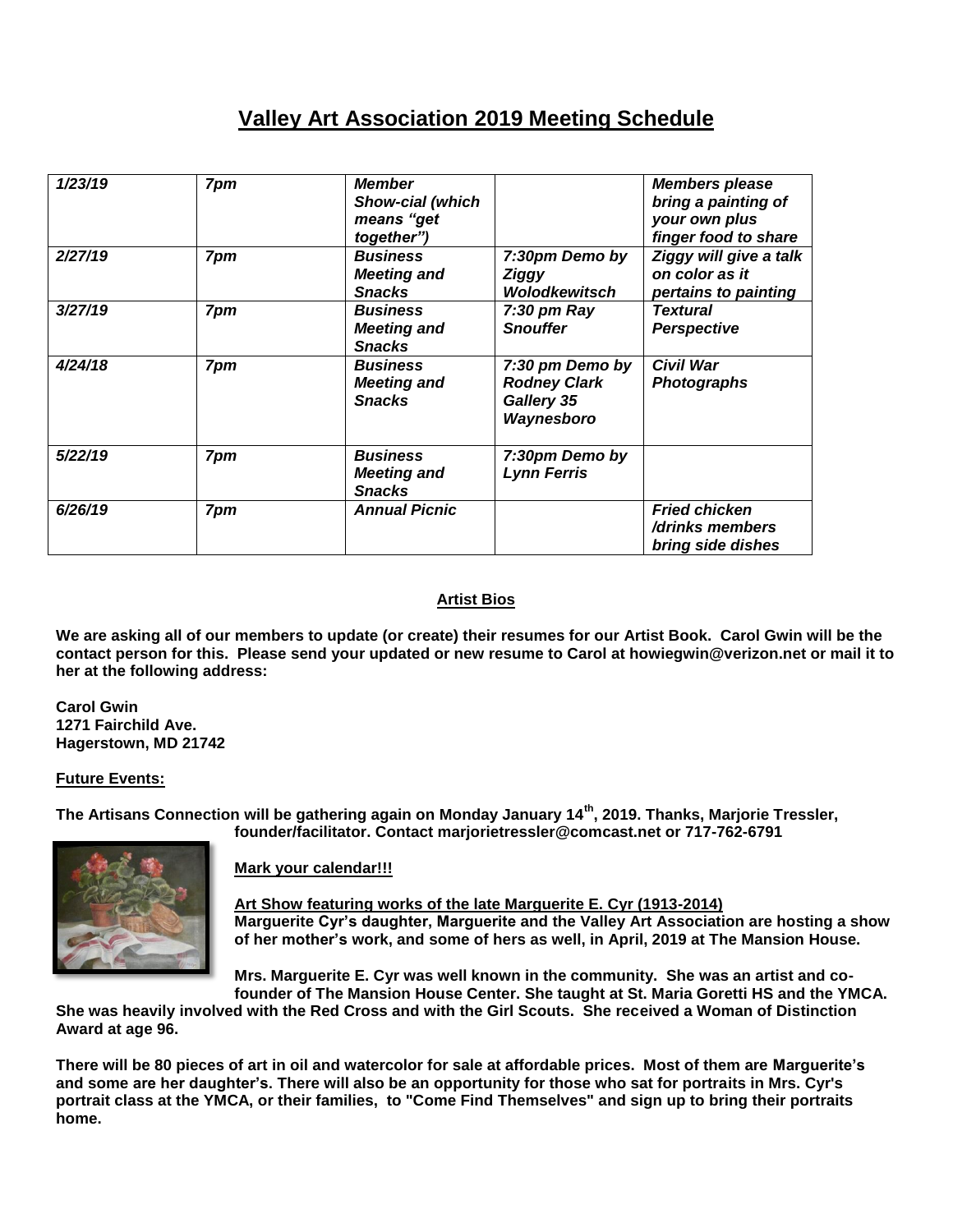# Valley Art Association 2019 Meeting Schedule

| | | | | |
|---|---|---|---|---|
| *1/23/19* | *7pm* | *Member Show-cial (which means "get together")* | | *Members please bring a painting of your own plus finger food to share* |
| *2/27/19* | *7pm* | *Business Meeting and Snacks* | *7:30pm Demo by Ziggy Wolodkewitsch* | *Ziggy will give a talk on color as it pertains to painting* |
| *3/27/19* | *7pm* | *Business Meeting and Snacks* | *7:30 pm Ray Snouffer* | *Textural Perspective* |
| *4/24/18* | *7pm* | *Business Meeting and Snacks* | *7:30 pm Demo by Rodney Clark Gallery 35 Waynesboro* | *Civil War Photographs* |
| *5/22/19* | *7pm* | *Business Meeting and Snacks* | *7:30pm Demo by Lynn Ferris* | |
| *6/26/19* | *7pm* | *Annual Picnic* | | *Fried chicken /drinks members bring side dishes* |

**Artist Bios**

**We are asking all of our members to update (or create) their resumes for our Artist Book. Carol Gwin will be the contact person for this. Please send your updated or new resume to Carol at howiegwin@verizon.net or mail it to her at the following address:**

**Carol Gwin**
**1271 Fairchild Ave.**
**Hagerstown, MD 21742**

**Future Events:**

**The Artisans Connection will be gathering again on Monday January 14th, 2019. Thanks, Marjorie Tressler, founder/facilitator. Contact marjorietressler@comcast.net or 717-762-6791**

**Mark your calendar!!!**

**Art Show featuring works of the late Marguerite E. Cyr (1913-2014)**
**Marguerite Cyr's daughter, Marguerite and the Valley Art Association are hosting a show of her mother's work, and some of hers as well, in April, 2019 at The Mansion House.**

**Mrs. Marguerite E. Cyr was well known in the community. She was an artist and co-founder of The Mansion House Center. She taught at St. Maria Goretti HS and the YMCA. She was heavily involved with the Red Cross and with the Girl Scouts. She received a Woman of Distinction Award at age 96.**

**There will be 80 pieces of art in oil and watercolor for sale at affordable prices. Most of them are Marguerite's and some are her daughter's. There will also be an opportunity for those who sat for portraits in Mrs. Cyr's portrait class at the YMCA, or their families, to "Come Find Themselves" and sign up to bring their portraits home.**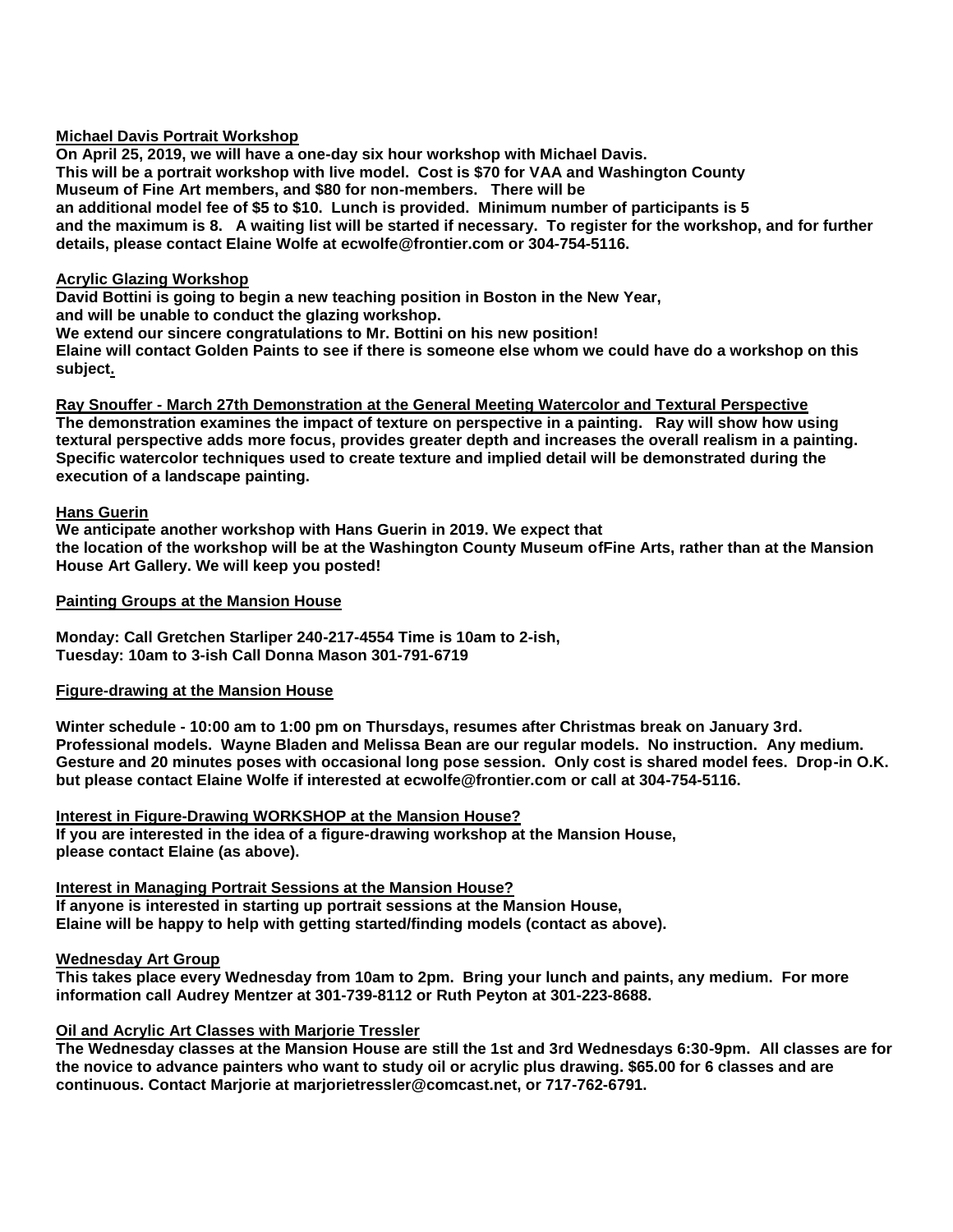**Michael Davis Portrait Workshop**

**On April 25, 2019, we will have a one-day six hour workshop with Michael Davis. This will be a portrait workshop with live model. Cost is $70 for VAA and Washington County Museum of Fine Art members, and $80 for non-members. There will be an additional model fee of $5 to $10. Lunch is provided. Minimum number of participants is 5 and the maximum is 8. A waiting list will be started if necessary. To register for the workshop, and for further details, please contact Elaine Wolfe at ecwolfe@frontier.com or 304-754-5116.**

**Acrylic Glazing Workshop**

**David Bottini is going to begin a new teaching position in Boston in the New Year, and will be unable to conduct the glazing workshop.**
**We extend our sincere congratulations to Mr. Bottini on his new position!**
**Elaine will contact Golden Paints to see if there is someone else whom we could have do a workshop on this subject.**

**Ray Snouffer - March 27th Demonstration at the General Meeting Watercolor and Textural Perspective**

**The demonstration examines the impact of texture on perspective in a painting. Ray will show how using textural perspective adds more focus, provides greater depth and increases the overall realism in a painting. Specific watercolor techniques used to create texture and implied detail will be demonstrated during the execution of a landscape painting.**

**Hans Guerin**

**We anticipate another workshop with Hans Guerin in 2019. We expect that the location of the workshop will be at the Washington County Museum ofFine Arts, rather than at the Mansion House Art Gallery. We will keep you posted!**

**Painting Groups at the Mansion House**

**Monday: Call Gretchen Starliper 240-217-4554 Time is 10am to 2-ish,**
**Tuesday: 10am to 3-ish Call Donna Mason 301-791-6719**

**Figure-drawing at the Mansion House**

**Winter schedule - 10:00 am to 1:00 pm on Thursdays, resumes after Christmas break on January 3rd. Professional models. Wayne Bladen and Melissa Bean are our regular models. No instruction. Any medium. Gesture and 20 minutes poses with occasional long pose session. Only cost is shared model fees. Drop-in O.K. but please contact Elaine Wolfe if interested at ecwolfe@frontier.com or call at 304-754-5116.**

**Interest in Figure-Drawing WORKSHOP at the Mansion House?**

**If you are interested in the idea of a figure-drawing workshop at the Mansion House, please contact Elaine (as above).**

**Interest in Managing Portrait Sessions at the Mansion House?**

**If anyone is interested in starting up portrait sessions at the Mansion House, Elaine will be happy to help with getting started/finding models (contact as above).**

**Wednesday Art Group**

**This takes place every Wednesday from 10am to 2pm. Bring your lunch and paints, any medium. For more information call Audrey Mentzer at 301-739-8112 or Ruth Peyton at 301-223-8688.**

**Oil and Acrylic Art Classes with Marjorie Tressler**

**The Wednesday classes at the Mansion House are still the 1st and 3rd Wednesdays 6:30-9pm. All classes are for the novice to advance painters who want to study oil or acrylic plus drawing. $65.00 for 6 classes and are continuous. Contact Marjorie at marjorietressler@comcast.net, or 717-762-6791.**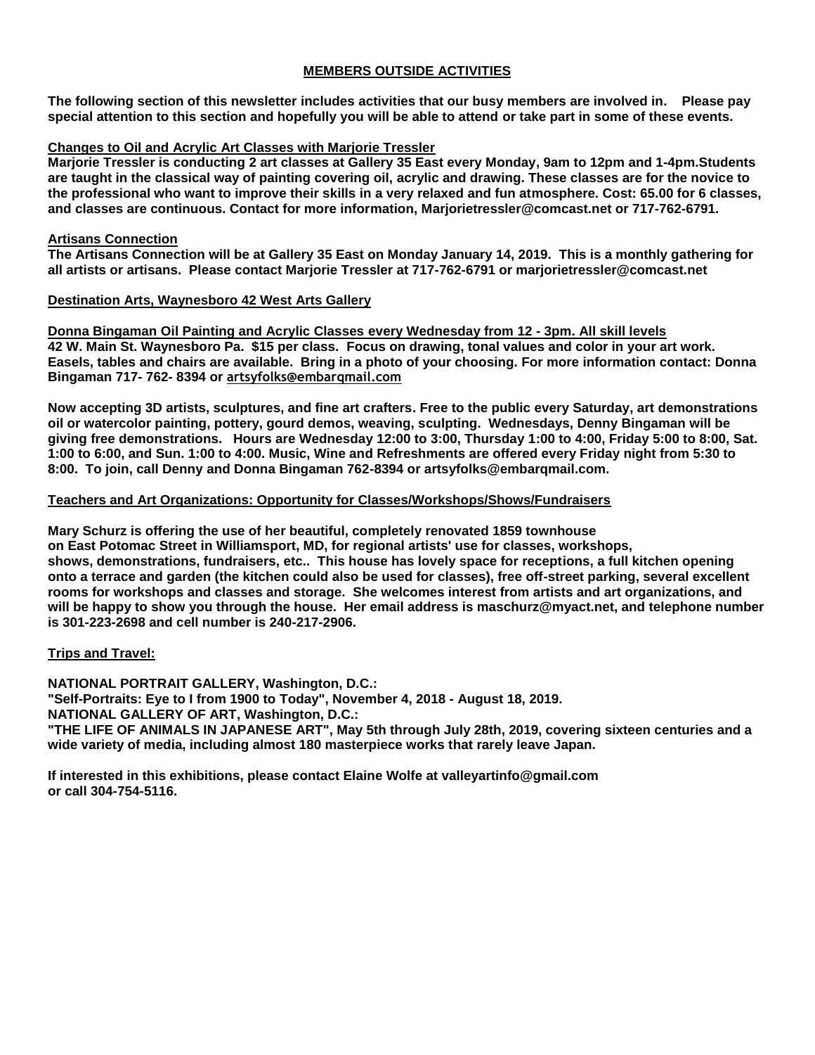## MEMBERS OUTSIDE ACTIVITIES

**The following section of this newsletter includes activities that our busy members are involved in. Please pay special attention to this section and hopefully you will be able to attend or take part in some of these events.**

### Changes to Oil and Acrylic Art Classes with Marjorie Tressler

**Marjorie Tressler is conducting 2 art classes at Gallery 35 East every Monday, 9am to 12pm and 1-4pm.Students are taught in the classical way of painting covering oil, acrylic and drawing. These classes are for the novice to the professional who want to improve their skills in a very relaxed and fun atmosphere. Cost: 65.00 for 6 classes, and classes are continuous. Contact for more information, Marjorietressler@comcast.net or 717-762-6791.**

### Artisans Connection

**The Artisans Connection will be at Gallery 35 East on Monday January 14, 2019. This is a monthly gathering for all artists or artisans. Please contact Marjorie Tressler at 717-762-6791 or marjorietressler@comcast.net**

### Destination Arts, Waynesboro 42 West Arts Gallery

### Donna Bingaman Oil Painting and Acrylic Classes every Wednesday from 12 - 3pm. All skill levels

**42 W. Main St. Waynesboro Pa. $15 per class. Focus on drawing, tonal values and color in your art work. Easels, tables and chairs are available. Bring in a photo of your choosing. For more information contact: Donna Bingaman 717- 762- 8394 or artsyfolks@embarqmail.com**

**Now accepting 3D artists, sculptures, and fine art crafters. Free to the public every Saturday, art demonstrations oil or watercolor painting, pottery, gourd demos, weaving, sculpting. Wednesdays, Denny Bingaman will be giving free demonstrations. Hours are Wednesday 12:00 to 3:00, Thursday 1:00 to 4:00, Friday 5:00 to 8:00, Sat. 1:00 to 6:00, and Sun. 1:00 to 4:00. Music, Wine and Refreshments are offered every Friday night from 5:30 to 8:00. To join, call Denny and Donna Bingaman 762-8394 or artsyfolks@embarqmail.com.**

### Teachers and Art Organizations: Opportunity for Classes/Workshops/Shows/Fundraisers

**Mary Schurz is offering the use of her beautiful, completely renovated 1859 townhouse on East Potomac Street in Williamsport, MD, for regional artists' use for classes, workshops, shows, demonstrations, fundraisers, etc.. This house has lovely space for receptions, a full kitchen opening onto a terrace and garden (the kitchen could also be used for classes), free off-street parking, several excellent rooms for workshops and classes and storage. She welcomes interest from artists and art organizations, and will be happy to show you through the house. Her email address is maschurz@myact.net, and telephone number is 301-223-2698 and cell number is 240-217-2906.**

### Trips and Travel:

**NATIONAL PORTRAIT GALLERY, Washington, D.C.:**
**"Self-Portraits: Eye to I from 1900 to Today", November 4, 2018 - August 18, 2019.**
**NATIONAL GALLERY OF ART, Washington, D.C.:**
**"THE LIFE OF ANIMALS IN JAPANESE ART", May 5th through July 28th, 2019, covering sixteen centuries and a wide variety of media, including almost 180 masterpiece works that rarely leave Japan.**

**If interested in this exhibitions, please contact Elaine Wolfe at valleyartinfo@gmail.com or call 304-754-5116.**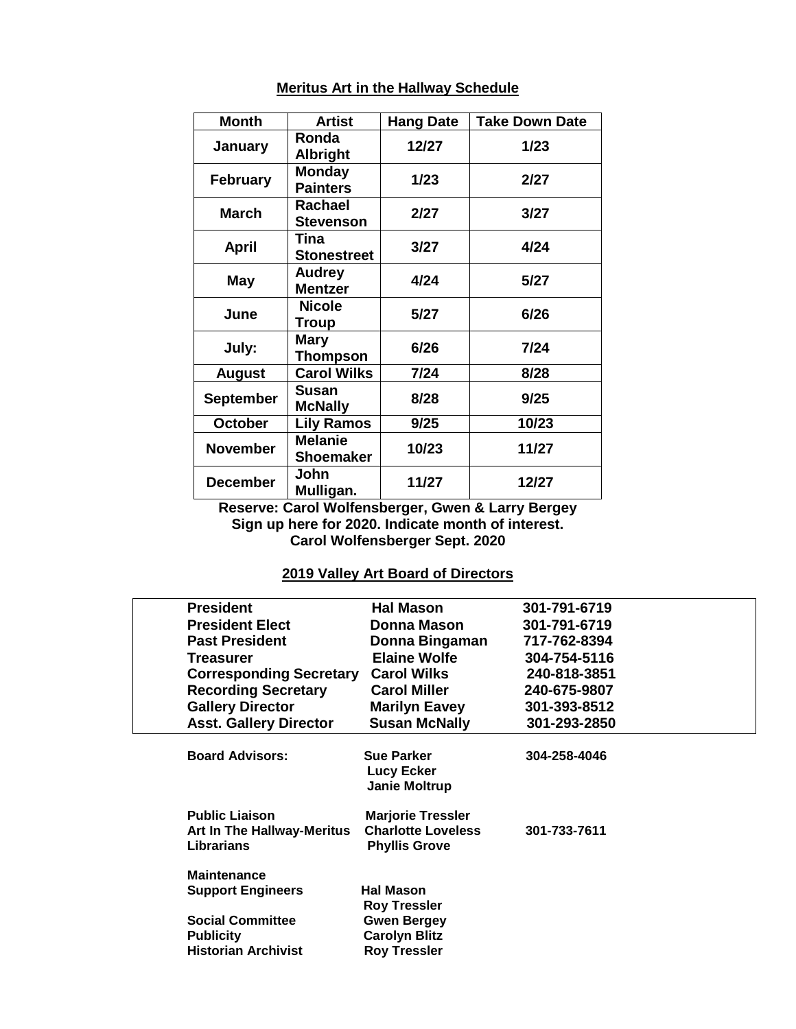## Meritus Art in the Hallway Schedule

| Month | Artist | Hang Date | Take Down Date |
|---|---|---|---|
| January | Ronda Albright | 12/27 | 1/23 |
| February | Monday Painters | 1/23 | 2/27 |
| March | Rachael Stevenson | 2/27 | 3/27 |
| April | Tina Stonestreet | 3/27 | 4/24 |
| May | Audrey Mentzer | 4/24 | 5/27 |
| June | Nicole Troup | 5/27 | 6/26 |
| July: | Mary Thompson | 6/26 | 7/24 |
| August | Carol Wilks | 7/24 | 8/28 |
| September | Susan McNally | 8/28 | 9/25 |
| October | Lily Ramos | 9/25 | 10/23 |
| November | Melanie Shoemaker | 10/23 | 11/27 |
| December | John Mulligan. | 11/27 | 12/27 |

**Reserve: Carol Wolfensberger, Gwen & Larry Bergey**
**Sign up here for 2020. Indicate month of interest.**
**Carol Wolfensberger Sept. 2020**

## 2019 Valley Art Board of Directors

| | | |
|---|---|---|
| President | Hal Mason | 301-791-6719 |
| President Elect | Donna Mason | 301-791-6719 |
| Past President | Donna Bingaman | 717-762-8394 |
| Treasurer | Elaine Wolfe | 304-754-5116 |
| Corresponding Secretary | Carol Wilks | 240-818-3851 |
| Recording Secretary | Carol Miller | 240-675-9807 |
| Gallery Director | Marilyn Eavey | 301-393-8512 |
| Asst. Gallery Director | Susan McNally | 301-293-2850 |

| | | |
|---|---|---|
| Board Advisors: | Sue Parker | 304-258-4046 |
| | Lucy Ecker | |
| | Janie Moltrup | |
| Public Liaison | Marjorie Tressler | |
| Art In The Hallway-Meritus | Charlotte Loveless | 301-733-7611 |
| Librarians | Phyllis Grove | |
| Maintenance | | |
| Support Engineers | Hal Mason | |
| | Roy Tressler | |
| Social Committee | Gwen Bergey | |
| Publicity | Carolyn Blitz | |
| Historian Archivist | Roy Tressler | |